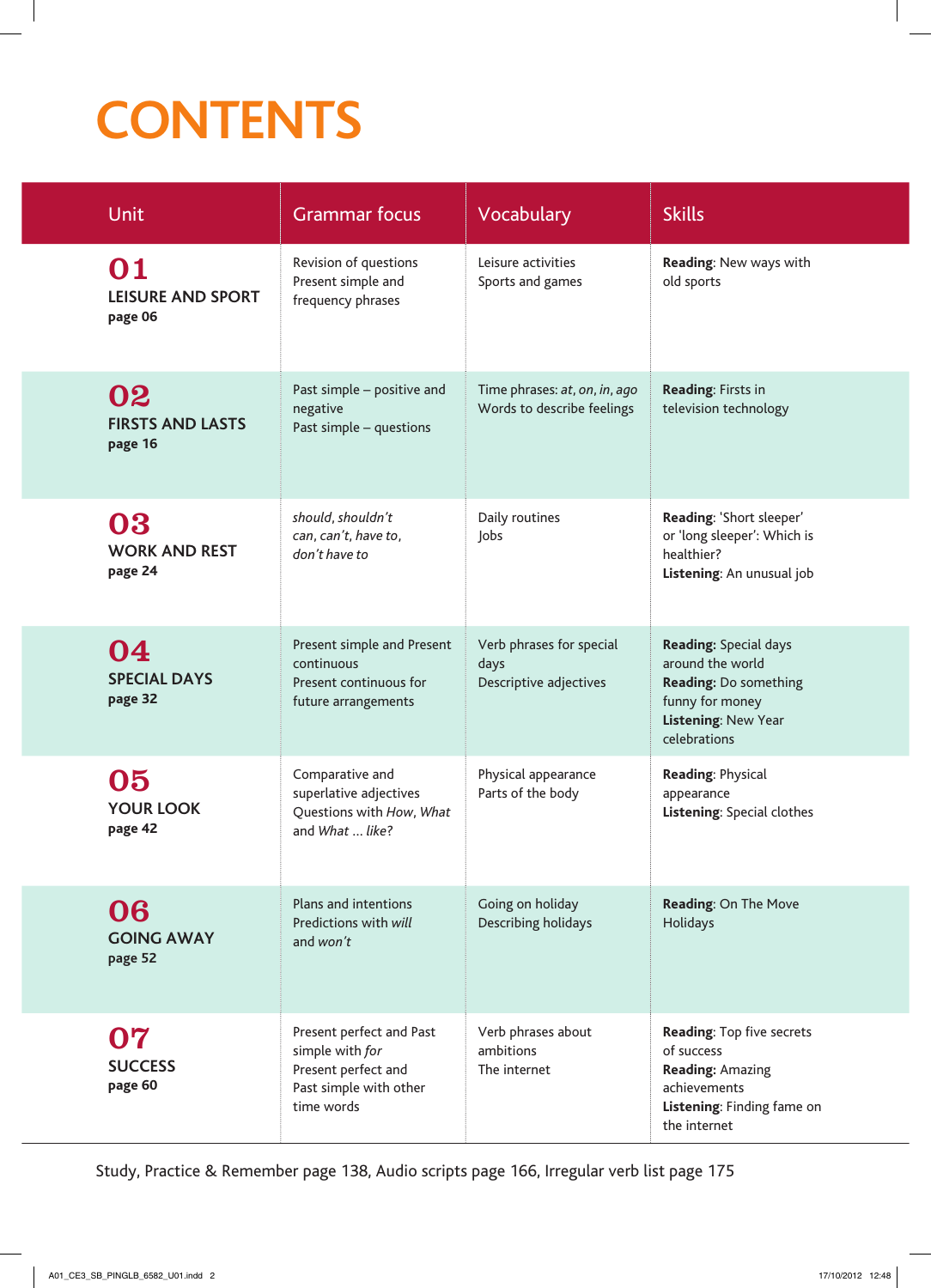# CONTENTS

| Unit | Grammar focus | Vocabulary | Skills |
|---|---|---|---|
| **01** LEISURE AND SPORT **page 06** | Revision of questions<br>Present simple and frequency phrases | Leisure activities<br>Sports and games | **Reading**: New ways with old sports |
| **02** FIRSTS AND LASTS **page 16** | Past simple – positive and negative<br>Past simple – questions | Time phrases: *at*, *on*, *in*, *ago*<br>Words to describe feelings | **Reading**: Firsts in television technology |
| **03** WORK AND REST **page 24** | *should*, *shouldn't*<br>*can*, *can't*, *have to*, *don't have to* | Daily routines<br>Jobs | **Reading**: 'Short sleeper' or 'long sleeper': Which is healthier?<br>**Listening**: An unusual job |
| **04** SPECIAL DAYS **page 32** | Present simple and Present continuous<br>Present continuous for future arrangements | Verb phrases for special days<br>Descriptive adjectives | **Reading:** Special days around the world<br>**Reading:** Do something funny for money<br>**Listening**: New Year celebrations |
| **05** YOUR LOOK **page 42** | Comparative and superlative adjectives<br>Questions with *How*, *What* and *What … like?* | Physical appearance<br>Parts of the body | **Reading**: Physical appearance<br>**Listening**: Special clothes |
| **06** GOING AWAY **page 52** | Plans and intentions<br>Predictions with *will* and *won't* | Going on holiday<br>Describing holidays | **Reading**: On The Move Holidays |
| **07** SUCCESS **page 60** | Present perfect and Past simple with *for*<br>Present perfect and Past simple with other time words | Verb phrases about ambitions<br>The internet | **Reading**: Top five secrets of success<br>**Reading:** Amazing achievements<br>**Listening**: Finding fame on the internet |

Study, Practice & Remember page 138, Audio scripts page 166, Irregular verb list page 175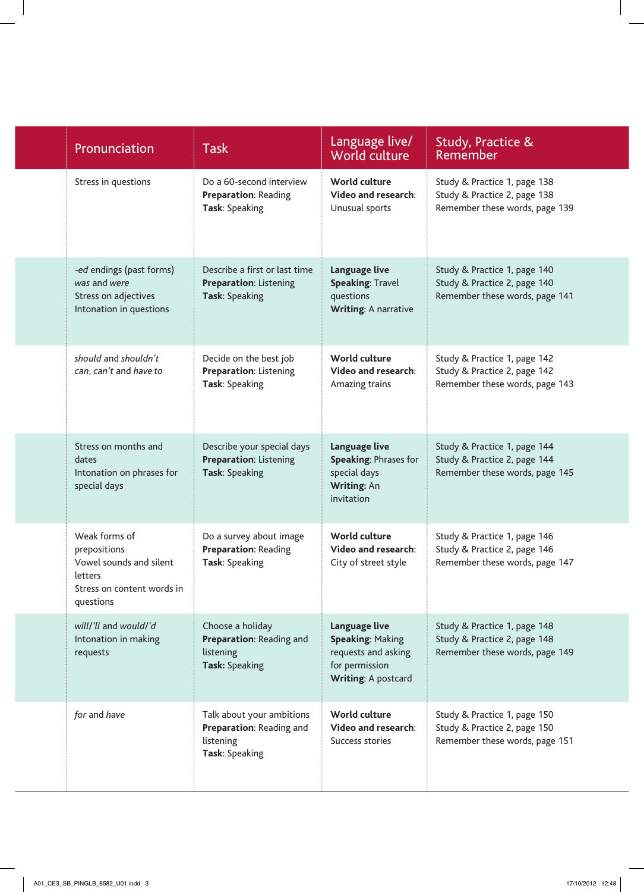| | Pronunciation | Task | Language live/ World culture | Study, Practice & Remember |
|---|---|---|---|---|
| | Stress in questions | Do a 60-second interview<br>**Preparation**: Reading<br>**Task**: Speaking | **World culture**<br>**Video and research**: Unusual sports | Study & Practice 1, page 138<br>Study & Practice 2, page 138<br>Remember these words, page 139 |
| | *-ed* endings (past forms)<br>*was* and *were*<br>Stress on adjectives<br>Intonation in questions | Describe a first or last time<br>**Preparation**: Listening<br>**Task**: Speaking | **Language live**<br>**Speaking**: Travel questions<br>**Writing**: A narrative | Study & Practice 1, page 140<br>Study & Practice 2, page 140<br>Remember these words, page 141 |
| | *should* and *shouldn't*<br>*can*, *can't* and *have to* | Decide on the best job<br>**Preparation**: Listening<br>**Task**: Speaking | **World culture**<br>**Video and research**: Amazing trains | Study & Practice 1, page 142<br>Study & Practice 2, page 142<br>Remember these words, page 143 |
| | Stress on months and dates<br>Intonation on phrases for special days | Describe your special days<br>**Preparation**: Listening<br>**Task**: Speaking | **Language live**<br>**Speaking**: Phrases for special days<br>**Writing**: An invitation | Study & Practice 1, page 144<br>Study & Practice 2, page 144<br>Remember these words, page 145 |
| | Weak forms of prepositions<br>Vowel sounds and silent letters<br>Stress on content words in questions | Do a survey about image<br>**Preparation**: Reading<br>**Task**: Speaking | **World culture**<br>**Video and research**: City of street style | Study & Practice 1, page 146<br>Study & Practice 2, page 146<br>Remember these words, page 147 |
| | *will/'ll* and *would/'d*<br>Intonation in making requests | Choose a holiday<br>**Preparation**: Reading and listening<br>**Task**: Speaking | **Language live**<br>**Speaking**: Making requests and asking for permission<br>**Writing**: A postcard | Study & Practice 1, page 148<br>Study & Practice 2, page 148<br>Remember these words, page 149 |
| | *for* and *have* | Talk about your ambitions<br>**Preparation**: Reading and listening<br>**Task**: Speaking | **World culture**<br>**Video and research**: Success stories | Study & Practice 1, page 150<br>Study & Practice 2, page 150<br>Remember these words, page 151 |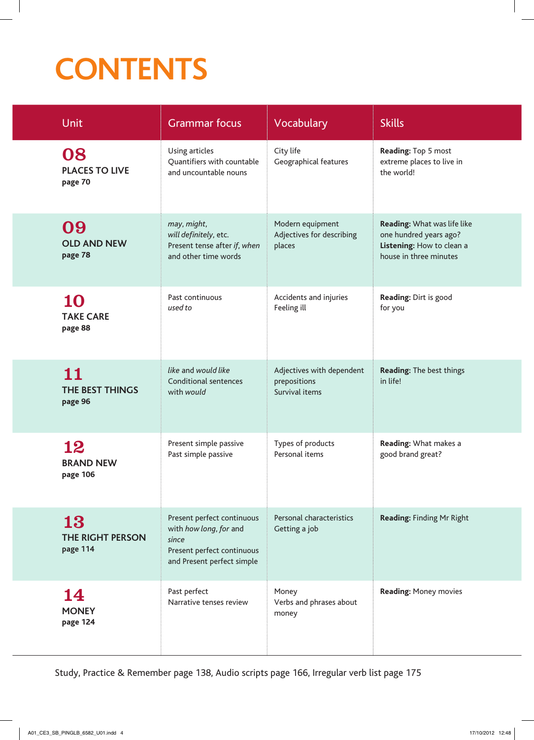# CONTENTS

| Unit | Grammar focus | Vocabulary | Skills |
|---|---|---|---|
| **08** PLACES TO LIVE **page 70** | Using articles<br>Quantifiers with countable and uncountable nouns | City life<br>Geographical features | **Reading:** Top 5 most extreme places to live in the world! |
| **09** OLD AND NEW **page 78** | *may*, *might*, *will definitely*, etc.<br>Present tense after *if*, *when* and other time words | Modern equipment<br>Adjectives for describing places | **Reading:** What was life like one hundred years ago?<br>**Listening:** How to clean a house in three minutes |
| **10** TAKE CARE **page 88** | Past continuous<br>*used to* | Accidents and injuries<br>Feeling ill | **Reading:** Dirt is good for you |
| **11** THE BEST THINGS **page 96** | *like* and *would like*<br>Conditional sentences with *would* | Adjectives with dependent prepositions<br>Survival items | **Reading:** The best things in life! |
| **12** BRAND NEW **page 106** | Present simple passive<br>Past simple passive | Types of products<br>Personal items | **Reading:** What makes a good brand great? |
| **13** THE RIGHT PERSON **page 114** | Present perfect continuous with *how long*, *for* and *since*<br>Present perfect continuous and Present perfect simple | Personal characteristics<br>Getting a job | **Reading:** Finding Mr Right |
| **14** MONEY **page 124** | Past perfect<br>Narrative tenses review | Money<br>Verbs and phrases about money | **Reading:** Money movies |

Study, Practice & Remember page 138, Audio scripts page 166, Irregular verb list page 175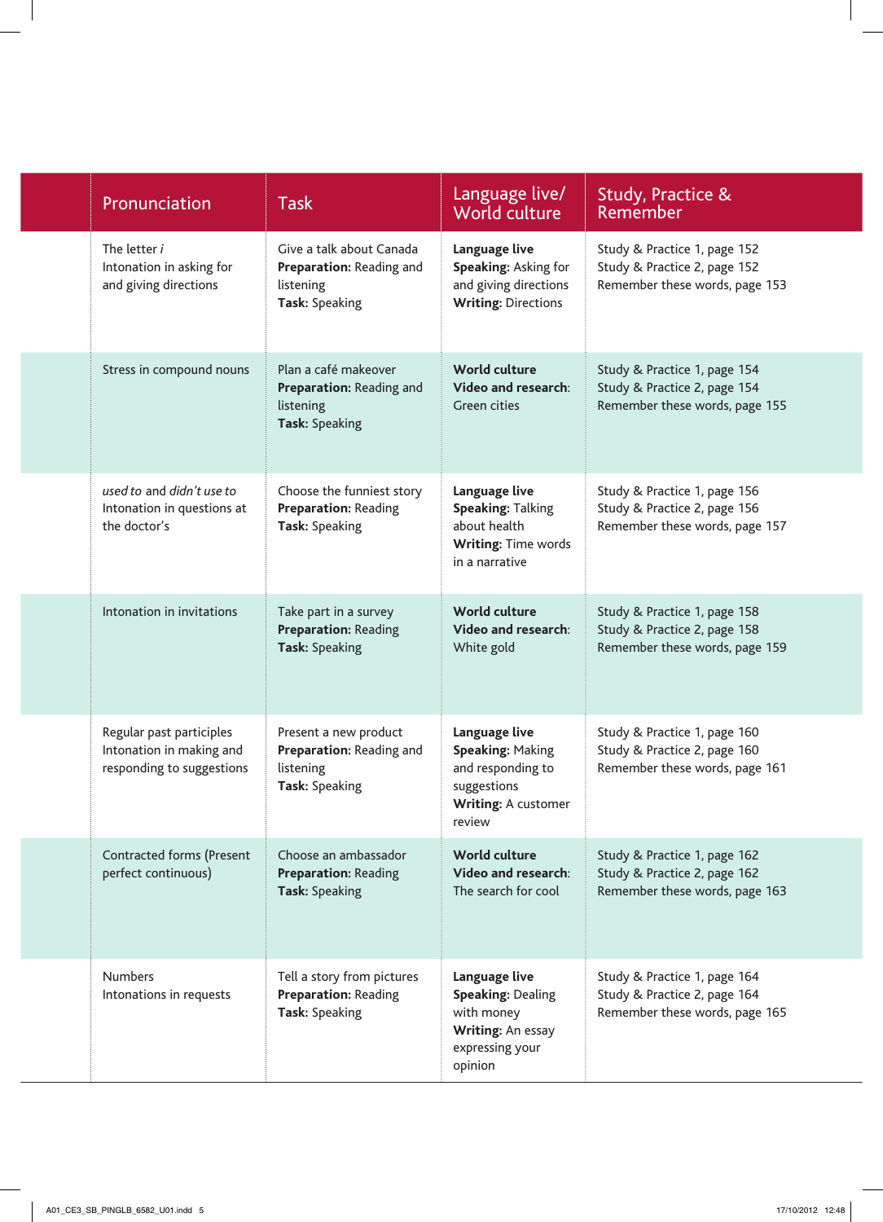| | Pronunciation | Task | Language live/ World culture | Study, Practice & Remember |
|---|---|---|---|---|
| | The letter *i*<br>Intonation in asking for and giving directions | Give a talk about Canada<br>**Preparation:** Reading and listening<br>**Task:** Speaking | **Language live**<br>**Speaking:** Asking for and giving directions<br>**Writing:** Directions | Study & Practice 1, page 152<br>Study & Practice 2, page 152<br>Remember these words, page 153 |
| | Stress in compound nouns | Plan a café makeover<br>**Preparation:** Reading and listening<br>**Task:** Speaking | **World culture**<br>**Video and research:** Green cities | Study & Practice 1, page 154<br>Study & Practice 2, page 154<br>Remember these words, page 155 |
| | *used to* and *didn't use to*<br>Intonation in questions at the doctor's | Choose the funniest story<br>**Preparation:** Reading<br>**Task:** Speaking | **Language live**<br>**Speaking:** Talking about health<br>**Writing:** Time words in a narrative | Study & Practice 1, page 156<br>Study & Practice 2, page 156<br>Remember these words, page 157 |
| | Intonation in invitations | Take part in a survey<br>**Preparation:** Reading<br>**Task:** Speaking | **World culture**<br>**Video and research:** White gold | Study & Practice 1, page 158<br>Study & Practice 2, page 158<br>Remember these words, page 159 |
| | Regular past participles<br>Intonation in making and responding to suggestions | Present a new product<br>**Preparation:** Reading and listening<br>**Task:** Speaking | **Language live**<br>**Speaking:** Making and responding to suggestions<br>**Writing:** A customer review | Study & Practice 1, page 160<br>Study & Practice 2, page 160<br>Remember these words, page 161 |
| | Contracted forms (Present perfect continuous) | Choose an ambassador<br>**Preparation:** Reading<br>**Task:** Speaking | **World culture**<br>**Video and research:** The search for cool | Study & Practice 1, page 162<br>Study & Practice 2, page 162<br>Remember these words, page 163 |
| | Numbers<br>Intonations in requests | Tell a story from pictures<br>**Preparation:** Reading<br>**Task:** Speaking | **Language live**<br>**Speaking:** Dealing with money<br>**Writing:** An essay expressing your opinion | Study & Practice 1, page 164<br>Study & Practice 2, page 164<br>Remember these words, page 165 |